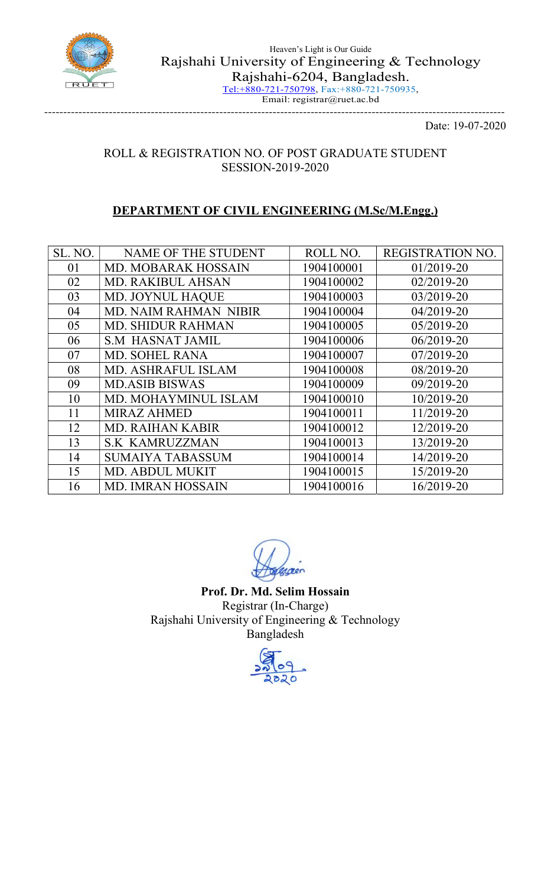Heaven's Light is Our Guide

# Rajshahi University of Engineering & Technology

Rajshahi-6204, Bangladesh.

Tel:+880-721-750798, Fax:+880-721-750935,

Email: registrar@ruet.ac.bd

---

Date: 19-07-2020

## ROLL & REGISTRATION NO. OF POST GRADUATE STUDENT
## SESSION-2019-2020

### **DEPARTMENT OF CIVIL ENGINEERING (M.Sc/M.Engg.)**

| SL. NO. | NAME OF THE STUDENT | ROLL NO. | REGISTRATION NO. |
|---|---|---|---|
| 01 | MD. MOBARAK HOSSAIN | 1904100001 | 01/2019-20 |
| 02 | MD. RAKIBUL AHSAN | 1904100002 | 02/2019-20 |
| 03 | MD. JOYNUL HAQUE | 1904100003 | 03/2019-20 |
| 04 | MD. NAIM RAHMAN NIBIR | 1904100004 | 04/2019-20 |
| 05 | MD. SHIDUR RAHMAN | 1904100005 | 05/2019-20 |
| 06 | S.M HASNAT JAMIL | 1904100006 | 06/2019-20 |
| 07 | MD. SOHEL RANA | 1904100007 | 07/2019-20 |
| 08 | MD. ASHRAFUL ISLAM | 1904100008 | 08/2019-20 |
| 09 | MD.ASIB BISWAS | 1904100009 | 09/2019-20 |
| 10 | MD. MOHAYMINUL ISLAM | 1904100010 | 10/2019-20 |
| 11 | MIRAZ AHMED | 1904100011 | 11/2019-20 |
| 12 | MD. RAIHAN KABIR | 1904100012 | 12/2019-20 |
| 13 | S.K KAMRUZZMAN | 1904100013 | 13/2019-20 |
| 14 | SUMAIYA TABASSUM | 1904100014 | 14/2019-20 |
| 15 | MD. ABDUL MUKIT | 1904100015 | 15/2019-20 |
| 16 | MD. IMRAN HOSSAIN | 1904100016 | 16/2019-20 |

**Prof. Dr. Md. Selim Hossain**
Registrar (In-Charge)
Rajshahi University of Engineering & Technology
Bangladesh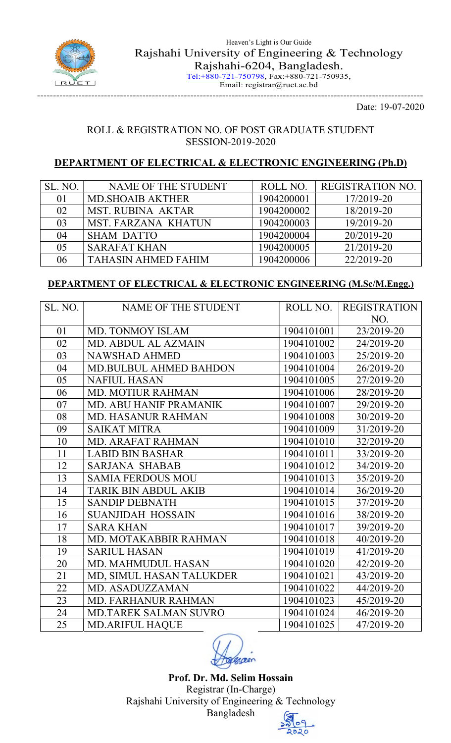Heaven's Light is Our Guide

# Rajshahi University of Engineering & Technology

Rajshahi-6204, Bangladesh.

Tel:+880-721-750798, Fax:+880-721-750935,

Email: registrar@ruet.ac.bd

Date: 19-07-2020

## ROLL & REGISTRATION NO. OF POST GRADUATE STUDENT
## SESSION-2019-2020

### DEPARTMENT OF ELECTRICAL & ELECTRONIC ENGINEERING (Ph.D)

| SL. NO. | NAME OF THE STUDENT | ROLL NO. | REGISTRATION NO. |
|---|---|---|---|
| 01 | MD.SHOAIB AKTHER | 1904200001 | 17/2019-20 |
| 02 | MST. RUBINA AKTAR | 1904200002 | 18/2019-20 |
| 03 | MST. FARZANA KHATUN | 1904200003 | 19/2019-20 |
| 04 | SHAM DATTO | 1904200004 | 20/2019-20 |
| 05 | SARAFAT KHAN | 1904200005 | 21/2019-20 |
| 06 | TAHASIN AHMED FAHIM | 1904200006 | 22/2019-20 |

### DEPARTMENT OF ELECTRICAL & ELECTRONIC ENGINEERING (M.Sc/M.Engg.)

| SL. NO. | NAME OF THE STUDENT | ROLL NO. | REGISTRATION NO. |
|---|---|---|---|
| 01 | MD. TONMOY ISLAM | 1904101001 | 23/2019-20 |
| 02 | MD. ABDUL AL AZMAIN | 1904101002 | 24/2019-20 |
| 03 | NAWSHAD AHMED | 1904101003 | 25/2019-20 |
| 04 | MD.BULBUL AHMED BAHDON | 1904101004 | 26/2019-20 |
| 05 | NAFIUL HASAN | 1904101005 | 27/2019-20 |
| 06 | MD. MOTIUR RAHMAN | 1904101006 | 28/2019-20 |
| 07 | MD. ABU HANIF PRAMANIK | 1904101007 | 29/2019-20 |
| 08 | MD. HASANUR RAHMAN | 1904101008 | 30/2019-20 |
| 09 | SAIKAT MITRA | 1904101009 | 31/2019-20 |
| 10 | MD. ARAFAT RAHMAN | 1904101010 | 32/2019-20 |
| 11 | LABID BIN BASHAR | 1904101011 | 33/2019-20 |
| 12 | SARJANA SHABAB | 1904101012 | 34/2019-20 |
| 13 | SAMIA FERDOUS MOU | 1904101013 | 35/2019-20 |
| 14 | TARIK BIN ABDUL AKIB | 1904101014 | 36/2019-20 |
| 15 | SANDIP DEBNATH | 1904101015 | 37/2019-20 |
| 16 | SUANJIDAH HOSSAIN | 1904101016 | 38/2019-20 |
| 17 | SARA KHAN | 1904101017 | 39/2019-20 |
| 18 | MD. MOTAKABBIR RAHMAN | 1904101018 | 40/2019-20 |
| 19 | SARIUL HASAN | 1904101019 | 41/2019-20 |
| 20 | MD. MAHMUDUL HASAN | 1904101020 | 42/2019-20 |
| 21 | MD, SIMUL HASAN TALUKDER | 1904101021 | 43/2019-20 |
| 22 | MD. ASADUZZAMAN | 1904101022 | 44/2019-20 |
| 23 | MD. FARHANUR RAHMAN | 1904101023 | 45/2019-20 |
| 24 | MD.TAREK SALMAN SUVRO | 1904101024 | 46/2019-20 |
| 25 | MD.ARIFUL HAQUE | 1904101025 | 47/2019-20 |

**Prof. Dr. Md. Selim Hossain**
Registrar (In-Charge)
Rajshahi University of Engineering & Technology
Bangladesh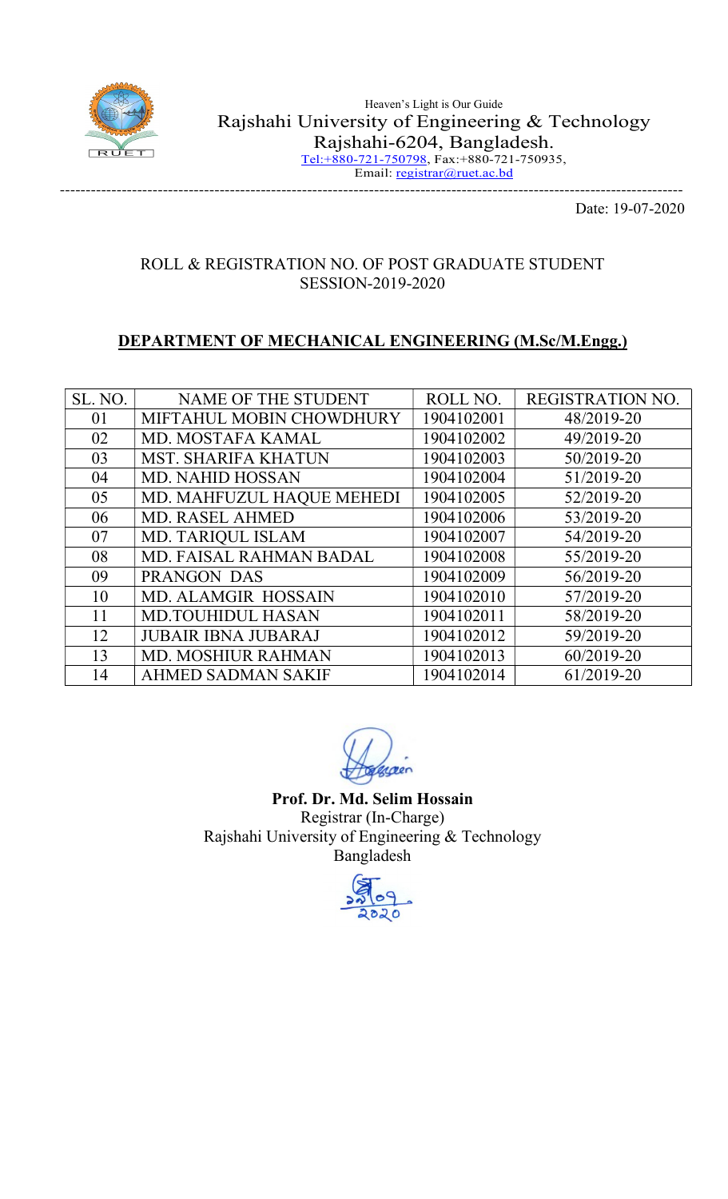Heaven's Light is Our Guide

# Rajshahi University of Engineering & Technology

Rajshahi-6204, Bangladesh.

Tel:+880-721-750798, Fax:+880-721-750935,

Email: registrar@ruet.ac.bd

---

Date: 19-07-2020

## ROLL & REGISTRATION NO. OF POST GRADUATE STUDENT
## SESSION-2019-2020

### DEPARTMENT OF MECHANICAL ENGINEERING (M.Sc/M.Engg.)

| SL. NO. | NAME OF THE STUDENT | ROLL NO. | REGISTRATION NO. |
|---|---|---|---|
| 01 | MIFTAHUL MOBIN CHOWDHURY | 1904102001 | 48/2019-20 |
| 02 | MD. MOSTAFA KAMAL | 1904102002 | 49/2019-20 |
| 03 | MST. SHARIFA KHATUN | 1904102003 | 50/2019-20 |
| 04 | MD. NAHID HOSSAN | 1904102004 | 51/2019-20 |
| 05 | MD. MAHFUZUL HAQUE MEHEDI | 1904102005 | 52/2019-20 |
| 06 | MD. RASEL AHMED | 1904102006 | 53/2019-20 |
| 07 | MD. TARIQUL ISLAM | 1904102007 | 54/2019-20 |
| 08 | MD. FAISAL RAHMAN BADAL | 1904102008 | 55/2019-20 |
| 09 | PRANGON DAS | 1904102009 | 56/2019-20 |
| 10 | MD. ALAMGIR HOSSAIN | 1904102010 | 57/2019-20 |
| 11 | MD.TOUHIDUL HASAN | 1904102011 | 58/2019-20 |
| 12 | JUBAIR IBNA JUBARAJ | 1904102012 | 59/2019-20 |
| 13 | MD. MOSHIUR RAHMAN | 1904102013 | 60/2019-20 |
| 14 | AHMED SADMAN SAKIF | 1904102014 | 61/2019-20 |

**Prof. Dr. Md. Selim Hossain**
Registrar (In-Charge)
Rajshahi University of Engineering & Technology
Bangladesh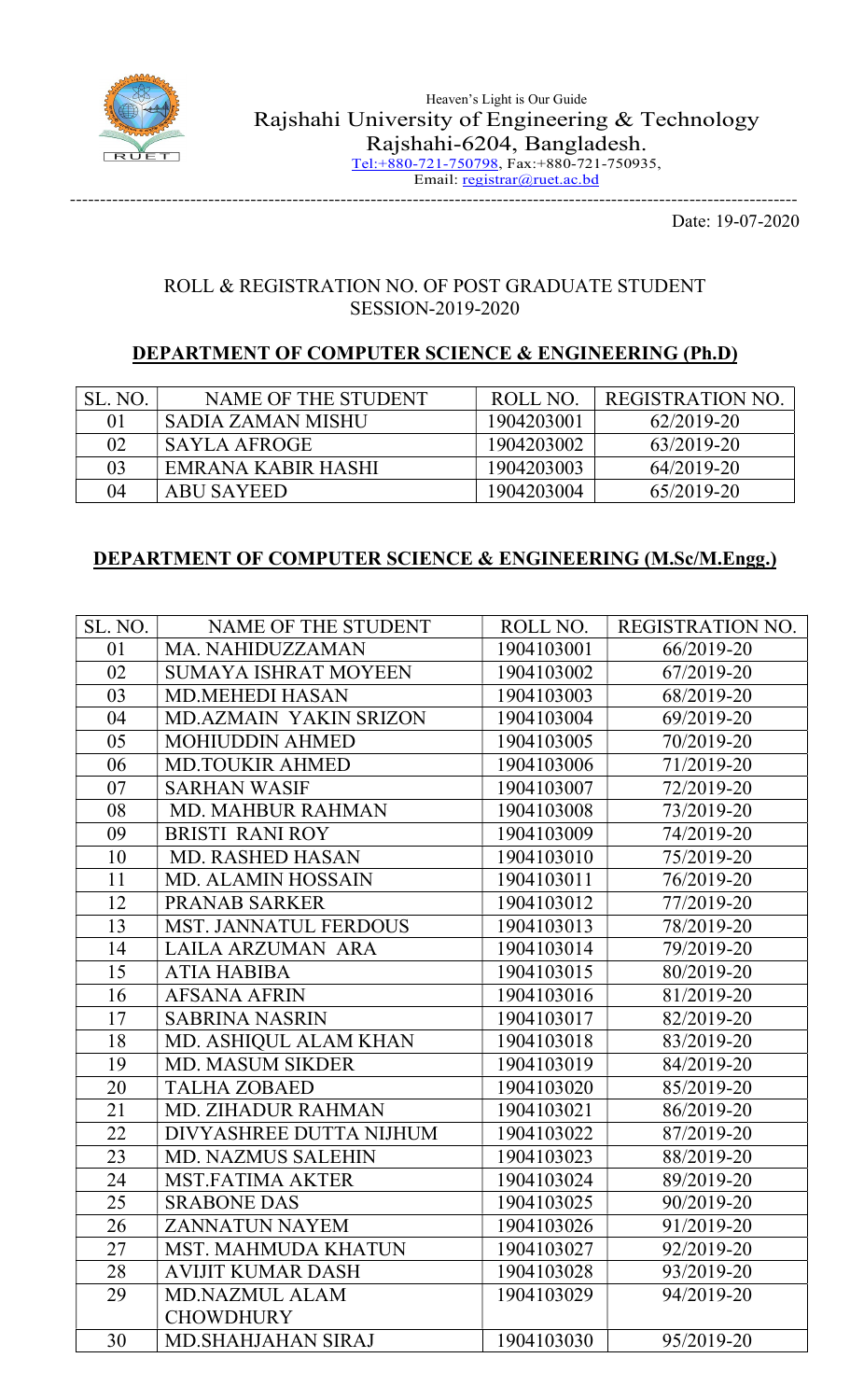Heaven's Light is Our Guide

# Rajshahi University of Engineering & Technology

Rajshahi-6204, Bangladesh.

Tel:+880-721-750798, Fax:+880-721-750935,

Email: registrar@ruet.ac.bd

Date: 19-07-2020

ROLL & REGISTRATION NO. OF POST GRADUATE STUDENT
SESSION-2019-2020

## DEPARTMENT OF COMPUTER SCIENCE & ENGINEERING (Ph.D)

| SL. NO. | NAME OF THE STUDENT | ROLL NO. | REGISTRATION NO. |
|---|---|---|---|
| 01 | SADIA ZAMAN MISHU | 1904203001 | 62/2019-20 |
| 02 | SAYLA AFROGE | 1904203002 | 63/2019-20 |
| 03 | EMRANA KABIR HASHI | 1904203003 | 64/2019-20 |
| 04 | ABU SAYEED | 1904203004 | 65/2019-20 |

## DEPARTMENT OF COMPUTER SCIENCE & ENGINEERING (M.Sc/M.Engg.)

| SL. NO. | NAME OF THE STUDENT | ROLL NO. | REGISTRATION NO. |
|---|---|---|---|
| 01 | MA. NAHIDUZZAMAN | 1904103001 | 66/2019-20 |
| 02 | SUMAYA ISHRAT MOYEEN | 1904103002 | 67/2019-20 |
| 03 | MD.MEHEDI HASAN | 1904103003 | 68/2019-20 |
| 04 | MD.AZMAIN YAKIN SRIZON | 1904103004 | 69/2019-20 |
| 05 | MOHIUDDIN AHMED | 1904103005 | 70/2019-20 |
| 06 | MD.TOUKIR AHMED | 1904103006 | 71/2019-20 |
| 07 | SARHAN WASIF | 1904103007 | 72/2019-20 |
| 08 | MD. MAHBUR RAHMAN | 1904103008 | 73/2019-20 |
| 09 | BRISTI RANI ROY | 1904103009 | 74/2019-20 |
| 10 | MD. RASHED HASAN | 1904103010 | 75/2019-20 |
| 11 | MD. ALAMIN HOSSAIN | 1904103011 | 76/2019-20 |
| 12 | PRANAB SARKER | 1904103012 | 77/2019-20 |
| 13 | MST. JANNATUL FERDOUS | 1904103013 | 78/2019-20 |
| 14 | LAILA ARZUMAN ARA | 1904103014 | 79/2019-20 |
| 15 | ATIA HABIBA | 1904103015 | 80/2019-20 |
| 16 | AFSANA AFRIN | 1904103016 | 81/2019-20 |
| 17 | SABRINA NASRIN | 1904103017 | 82/2019-20 |
| 18 | MD. ASHIQUL ALAM KHAN | 1904103018 | 83/2019-20 |
| 19 | MD. MASUM SIKDER | 1904103019 | 84/2019-20 |
| 20 | TALHA ZOBAED | 1904103020 | 85/2019-20 |
| 21 | MD. ZIHADUR RAHMAN | 1904103021 | 86/2019-20 |
| 22 | DIVYASHREE DUTTA NIJHUM | 1904103022 | 87/2019-20 |
| 23 | MD. NAZMUS SALEHIN | 1904103023 | 88/2019-20 |
| 24 | MST.FATIMA AKTER | 1904103024 | 89/2019-20 |
| 25 | SRABONE DAS | 1904103025 | 90/2019-20 |
| 26 | ZANNATUN NAYEM | 1904103026 | 91/2019-20 |
| 27 | MST. MAHMUDA KHATUN | 1904103027 | 92/2019-20 |
| 28 | AVIJIT KUMAR DASH | 1904103028 | 93/2019-20 |
| 29 | MD.NAZMUL ALAM CHOWDHURY | 1904103029 | 94/2019-20 |
| 30 | MD.SHAHJAHAN SIRAJ | 1904103030 | 95/2019-20 |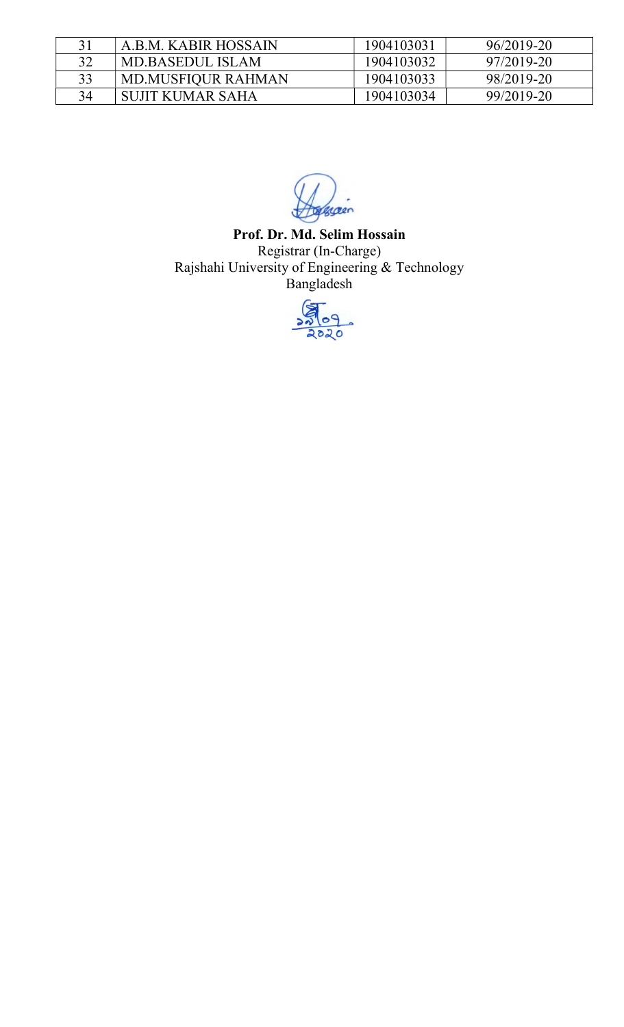| 31 | A.B.M. KABIR HOSSAIN | 1904103031 | 96/2019-20 |
|---|---|---|---|
| 32 | MD.BASEDUL ISLAM | 1904103032 | 97/2019-20 |
| 33 | MD.MUSFIQUR RAHMAN | 1904103033 | 98/2019-20 |
| 34 | SUJIT KUMAR SAHA | 1904103034 | 99/2019-20 |

**Prof. Dr. Md. Selim Hossain**
Registrar (In-Charge)
Rajshahi University of Engineering & Technology
Bangladesh

১৯/০৭/২০২০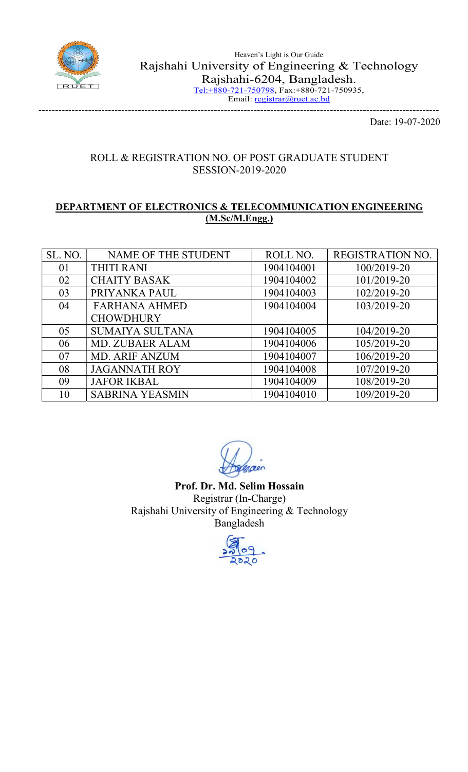Heaven's Light is Our Guide

Rajshahi University of Engineering & Technology

Rajshahi-6204, Bangladesh.

Tel:+880-721-750798, Fax:+880-721-750935,

Email: registrar@ruet.ac.bd

---

Date: 19-07-2020

ROLL & REGISTRATION NO. OF POST GRADUATE STUDENT
SESSION-2019-2020

**DEPARTMENT OF ELECTRONICS & TELECOMMUNICATION ENGINEERING (M.Sc/M.Engg.)**

| SL. NO. | NAME OF THE STUDENT | ROLL NO. | REGISTRATION NO. |
|---|---|---|---|
| 01 | THITI RANI | 1904104001 | 100/2019-20 |
| 02 | CHAITY BASAK | 1904104002 | 101/2019-20 |
| 03 | PRIYANKA PAUL | 1904104003 | 102/2019-20 |
| 04 | FARHANA AHMED CHOWDHURY | 1904104004 | 103/2019-20 |
| 05 | SUMAIYA SULTANA | 1904104005 | 104/2019-20 |
| 06 | MD. ZUBAER ALAM | 1904104006 | 105/2019-20 |
| 07 | MD. ARIF ANZUM | 1904104007 | 106/2019-20 |
| 08 | JAGANNATH ROY | 1904104008 | 107/2019-20 |
| 09 | JAFOR IKBAL | 1904104009 | 108/2019-20 |
| 10 | SABRINA YEASMIN | 1904104010 | 109/2019-20 |

**Prof. Dr. Md. Selim Hossain**
Registrar (In-Charge)
Rajshahi University of Engineering & Technology
Bangladesh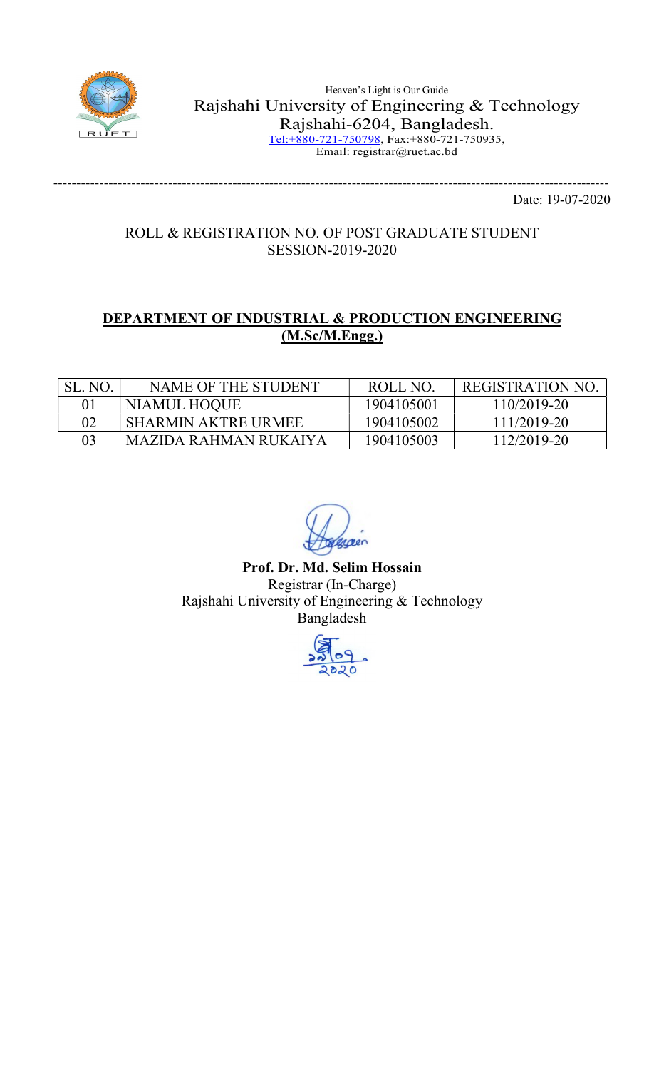Heaven's Light is Our Guide

Rajshahi University of Engineering & Technology

Rajshahi-6204, Bangladesh.

Tel:+880-721-750798, Fax:+880-721-750935,

Email: registrar@ruet.ac.bd

---

Date: 19-07-2020

ROLL & REGISTRATION NO. OF POST GRADUATE STUDENT
SESSION-2019-2020

## DEPARTMENT OF INDUSTRIAL & PRODUCTION ENGINEERING (M.Sc/M.Engg.)

| SL. NO. | NAME OF THE STUDENT | ROLL NO. | REGISTRATION NO. |
|---|---|---|---|
| 01 | NIAMUL HOQUE | 1904105001 | 110/2019-20 |
| 02 | SHARMIN AKTRE URMEE | 1904105002 | 111/2019-20 |
| 03 | MAZIDA RAHMAN RUKAIYA | 1904105003 | 112/2019-20 |

**Prof. Dr. Md. Selim Hossain**
Registrar (In-Charge)
Rajshahi University of Engineering & Technology
Bangladesh

১৯/০৭/২০২০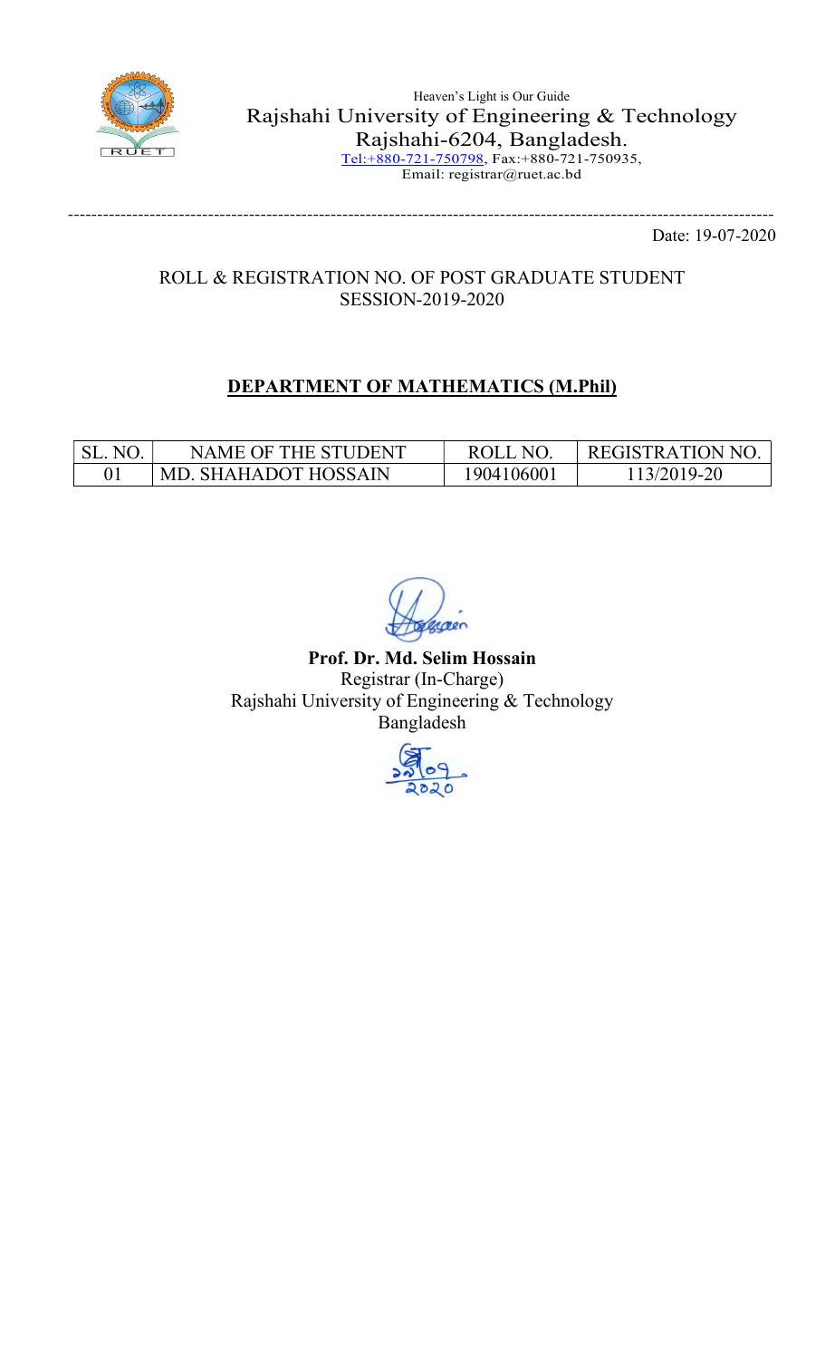Heaven's Light is Our Guide

Rajshahi University of Engineering & Technology

Rajshahi-6204, Bangladesh.

Tel:+880-721-750798, Fax:+880-721-750935,

Email: registrar@ruet.ac.bd

---

Date: 19-07-2020

ROLL & REGISTRATION NO. OF POST GRADUATE STUDENT

SESSION-2019-2020

## DEPARTMENT OF MATHEMATICS (M.Phil)

| SL. NO. | NAME OF THE STUDENT | ROLL NO. | REGISTRATION NO. |
|---|---|---|---|
| 01 | MD. SHAHADOT HOSSAIN | 1904106001 | 113/2019-20 |

**Prof. Dr. Md. Selim Hossain**

Registrar (In-Charge)

Rajshahi University of Engineering & Technology

Bangladesh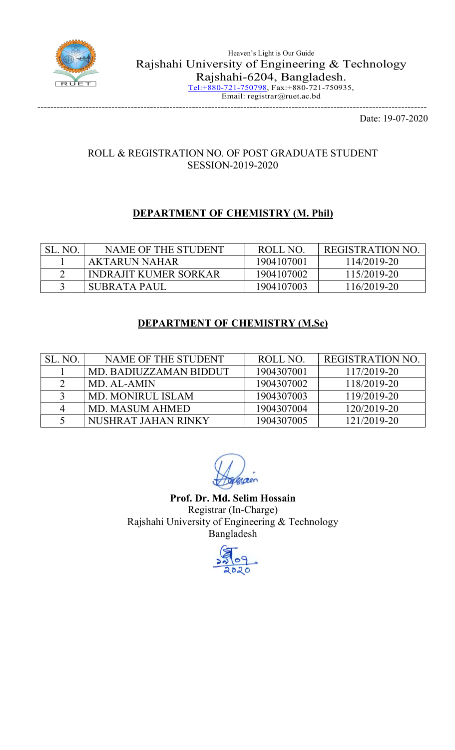Heaven's Light is Our Guide

Rajshahi University of Engineering & Technology

Rajshahi-6204, Bangladesh.

Tel:+880-721-750798, Fax:+880-721-750935,

Email: registrar@ruet.ac.bd

Date: 19-07-2020

ROLL & REGISTRATION NO. OF POST GRADUATE STUDENT

SESSION-2019-2020

## DEPARTMENT OF CHEMISTRY (M. Phil)

| SL. NO. | NAME OF THE STUDENT | ROLL NO. | REGISTRATION NO. |
|---|---|---|---|
| 1 | AKTARUN NAHAR | 1904107001 | 114/2019-20 |
| 2 | INDRAJIT KUMER SORKAR | 1904107002 | 115/2019-20 |
| 3 | SUBRATA PAUL | 1904107003 | 116/2019-20 |

## DEPARTMENT OF CHEMISTRY (M.Sc)

| SL. NO. | NAME OF THE STUDENT | ROLL NO. | REGISTRATION NO. |
|---|---|---|---|
| 1 | MD. BADIUZZAMAN BIDDUT | 1904307001 | 117/2019-20 |
| 2 | MD. AL-AMIN | 1904307002 | 118/2019-20 |
| 3 | MD. MONIRUL ISLAM | 1904307003 | 119/2019-20 |
| 4 | MD. MASUM AHMED | 1904307004 | 120/2019-20 |
| 5 | NUSHRAT JAHAN RINKY | 1904307005 | 121/2019-20 |

**Prof. Dr. Md. Selim Hossain**

Registrar (In-Charge)

Rajshahi University of Engineering & Technology

Bangladesh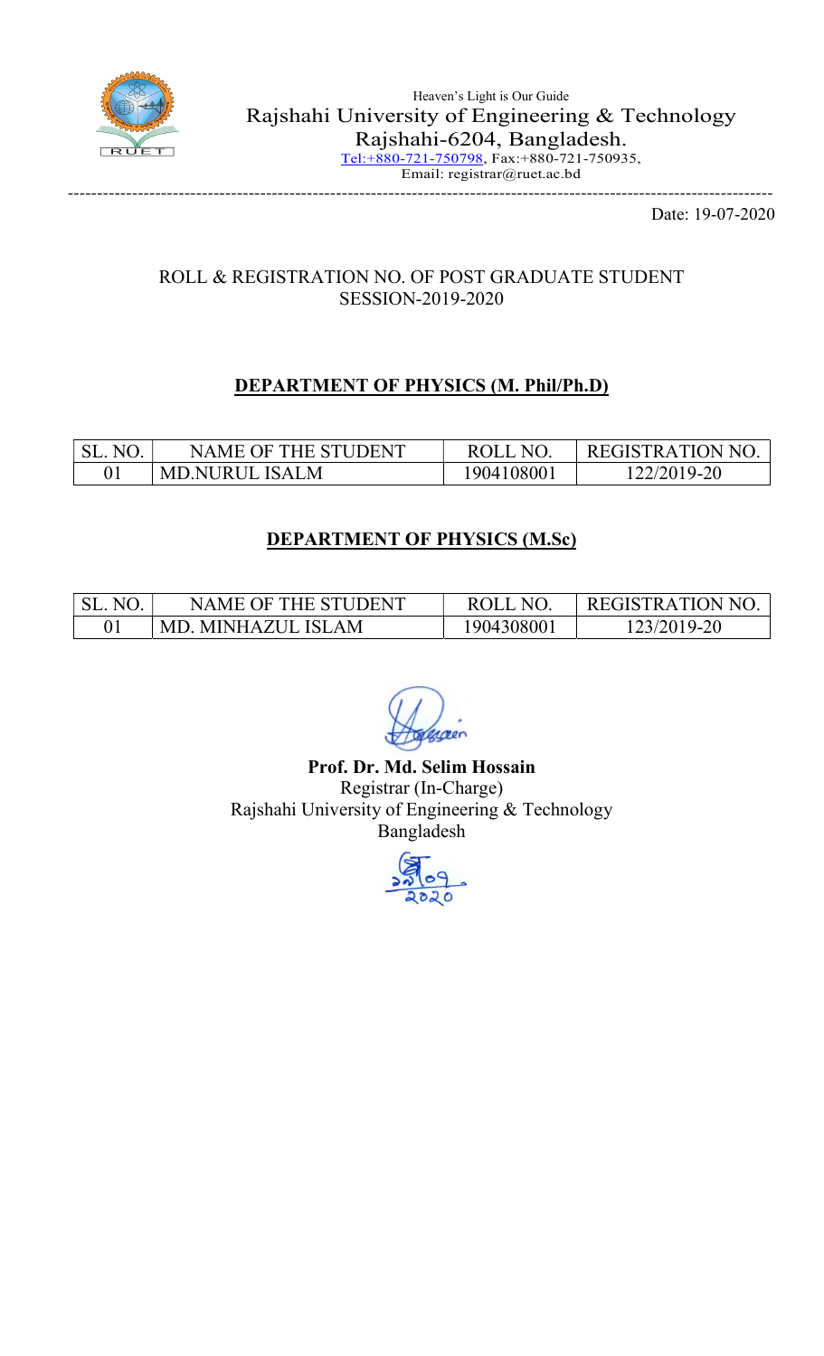Heaven's Light is Our Guide

Rajshahi University of Engineering & Technology

Rajshahi-6204, Bangladesh.

Tel:+880-721-750798, Fax:+880-721-750935,

Email: registrar@ruet.ac.bd

Date: 19-07-2020

ROLL & REGISTRATION NO. OF POST GRADUATE STUDENT
SESSION-2019-2020

## DEPARTMENT OF PHYSICS (M. Phil/Ph.D)

| SL. NO. | NAME OF THE STUDENT | ROLL NO. | REGISTRATION NO. |
|---|---|---|---|
| 01 | MD.NURUL ISALM | 1904108001 | 122/2019-20 |

## DEPARTMENT OF PHYSICS (M.Sc)

| SL. NO. | NAME OF THE STUDENT | ROLL NO. | REGISTRATION NO. |
|---|---|---|---|
| 01 | MD. MINHAZUL ISLAM | 1904308001 | 123/2019-20 |

**Prof. Dr. Md. Selim Hossain**
Registrar (In-Charge)
Rajshahi University of Engineering & Technology
Bangladesh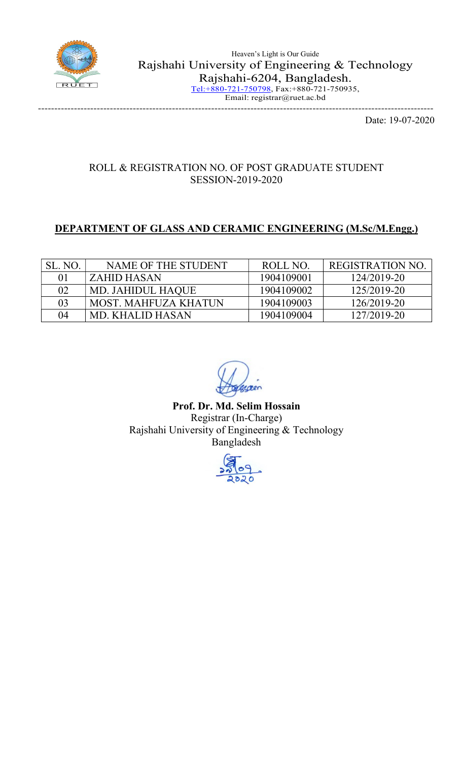Heaven's Light is Our Guide

Rajshahi University of Engineering & Technology

Rajshahi-6204, Bangladesh.

Tel:+880-721-750798, Fax:+880-721-750935,

Email: registrar@ruet.ac.bd

Date: 19-07-2020

ROLL & REGISTRATION NO. OF POST GRADUATE STUDENT

SESSION-2019-2020

## DEPARTMENT OF GLASS AND CERAMIC ENGINEERING (M.Sc/M.Engg.)

| SL. NO. | NAME OF THE STUDENT | ROLL NO. | REGISTRATION NO. |
|---|---|---|---|
| 01 | ZAHID HASAN | 1904109001 | 124/2019-20 |
| 02 | MD. JAHIDUL HAQUE | 1904109002 | 125/2019-20 |
| 03 | MOST. MAHFUZA KHATUN | 1904109003 | 126/2019-20 |
| 04 | MD. KHALID HASAN | 1904109004 | 127/2019-20 |

**Prof. Dr. Md. Selim Hossain**

Registrar (In-Charge)

Rajshahi University of Engineering & Technology

Bangladesh